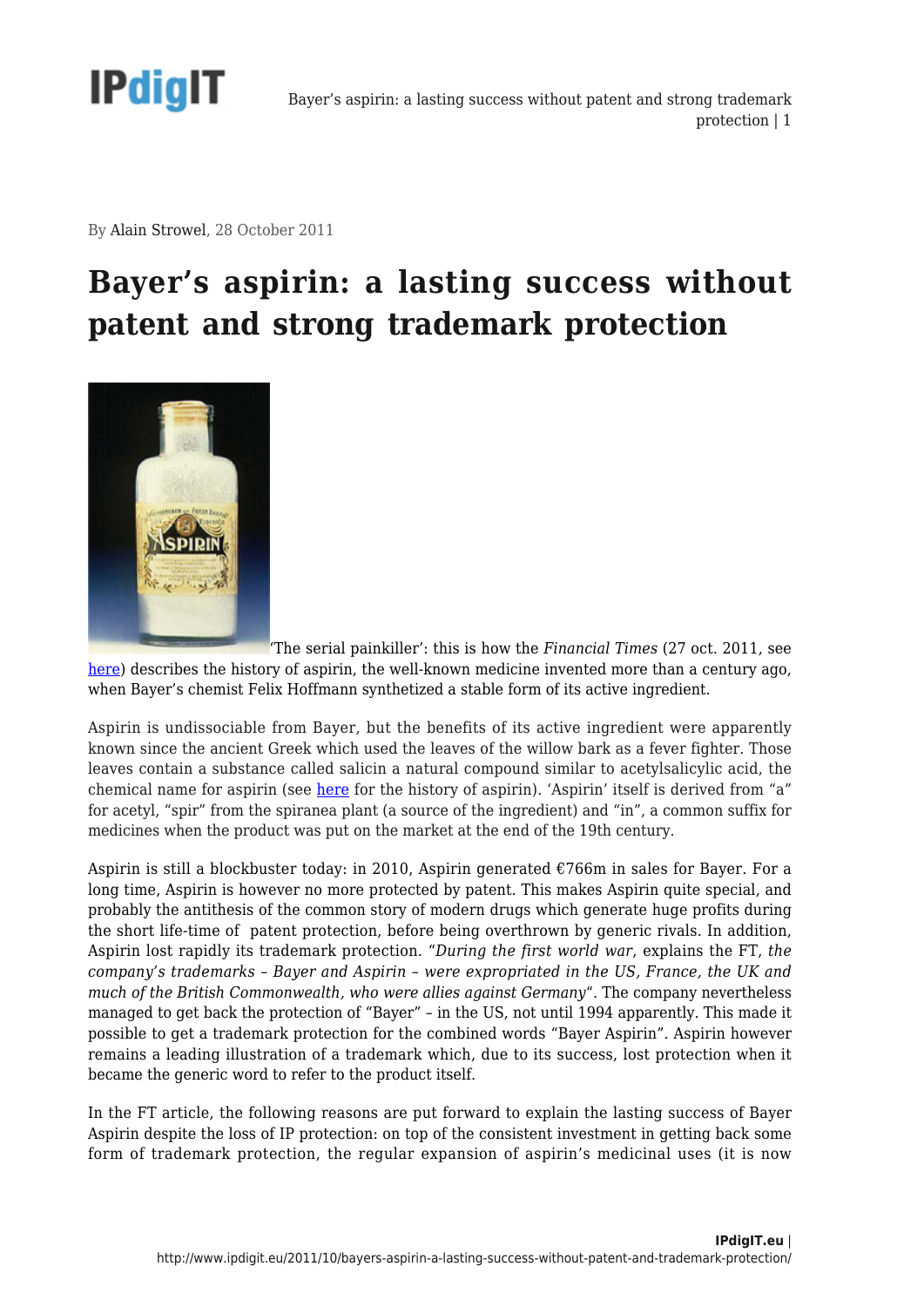By Alain Strowel, 28 October 2011

# Bayer's aspirin: a lasting success without patent and strong trademark protection

'The serial painkiller': this is how the *Financial Times* (27 oct. 2011, see here) describes the history of aspirin, the well-known medicine invented more than a century ago, when Bayer's chemist Felix Hoffmann synthetized a stable form of its active ingredient.

Aspirin is undissociable from Bayer, but the benefits of its active ingredient were apparently known since the ancient Greek which used the leaves of the willow bark as a fever fighter. Those leaves contain a substance called salicin a natural compound similar to acetylsalicylic acid, the chemical name for aspirin (see here for the history of aspirin). 'Aspirin' itself is derived from "a" for acetyl, "spir" from the spiranea plant (a source of the ingredient) and "in", a common suffix for medicines when the product was put on the market at the end of the 19th century.

Aspirin is still a blockbuster today: in 2010, Aspirin generated €766m in sales for Bayer. For a long time, Aspirin is however no more protected by patent. This makes Aspirin quite special, and probably the antithesis of the common story of modern drugs which generate huge profits during the short life-time of patent protection, before being overthrown by generic rivals. In addition, Aspirin lost rapidly its trademark protection. "*During the first world war*, explains the FT, *the company's trademarks – Bayer and Aspirin – were expropriated in the US, France, the UK and much of the British Commonwealth, who were allies against Germany*". The company nevertheless managed to get back the protection of "Bayer" – in the US, not until 1994 apparently. This made it possible to get a trademark protection for the combined words "Bayer Aspirin". Aspirin however remains a leading illustration of a trademark which, due to its success, lost protection when it became the generic word to refer to the product itself.

In the FT article, the following reasons are put forward to explain the lasting success of Bayer Aspirin despite the loss of IP protection: on top of the consistent investment in getting back some form of trademark protection, the regular expansion of aspirin's medicinal uses (it is now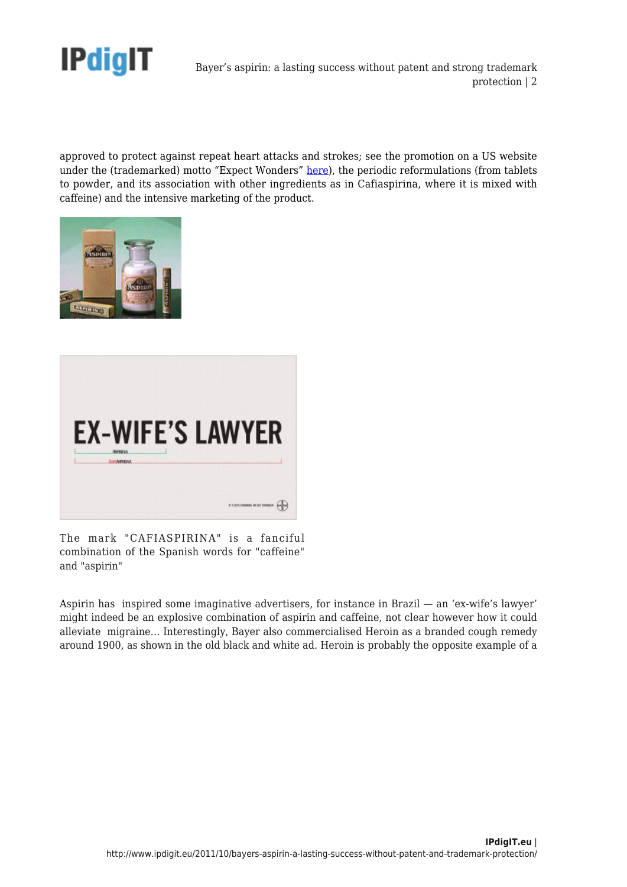approved to protect against repeat heart attacks and strokes; see the promotion on a US website under the (trademarked) motto "Expect Wonders" here), the periodic reformulations (from tablets to powder, and its association with other ingredients as in Cafiaspirina, where it is mixed with caffeine) and the intensive marketing of the product.

The mark "CAFIASPIRINA" is a fanciful combination of the Spanish words for "caffeine" and "aspirin"

Aspirin has inspired some imaginative advertisers, for instance in Brazil — an 'ex-wife's lawyer' might indeed be an explosive combination of aspirin and caffeine, not clear however how it could alleviate migraine… Interestingly, Bayer also commercialised Heroin as a branded cough remedy around 1900, as shown in the old black and white ad. Heroin is probably the opposite example of a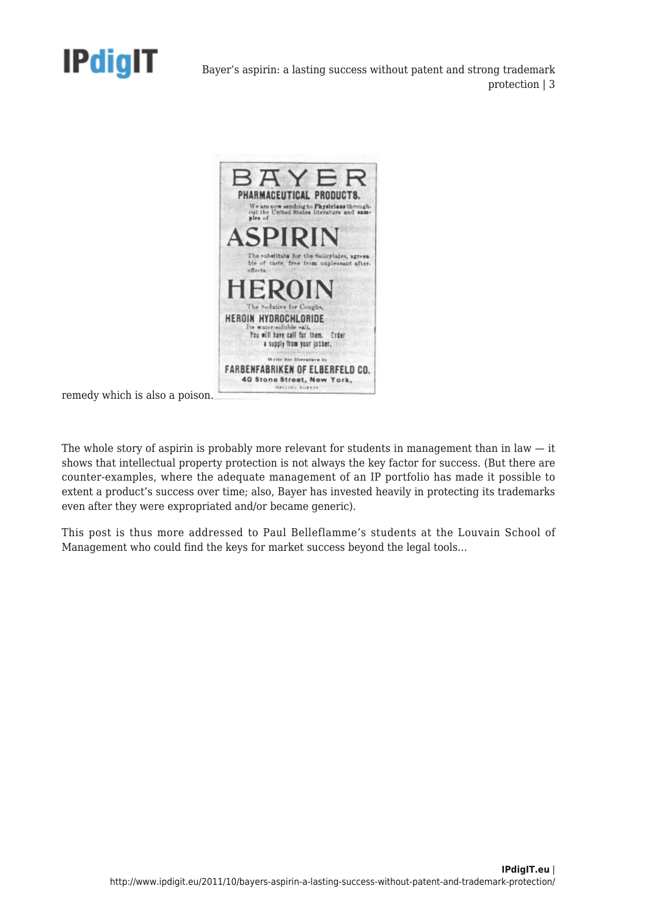remedy which is also a poison.

The whole story of aspirin is probably more relevant for students in management than in law — it shows that intellectual property protection is not always the key factor for success. (But there are counter-examples, where the adequate management of an IP portfolio has made it possible to extent a product's success over time; also, Bayer has invested heavily in protecting its trademarks even after they were expropriated and/or became generic).

This post is thus more addressed to Paul Belleflamme's students at the Louvain School of Management who could find the keys for market success beyond the legal tools...